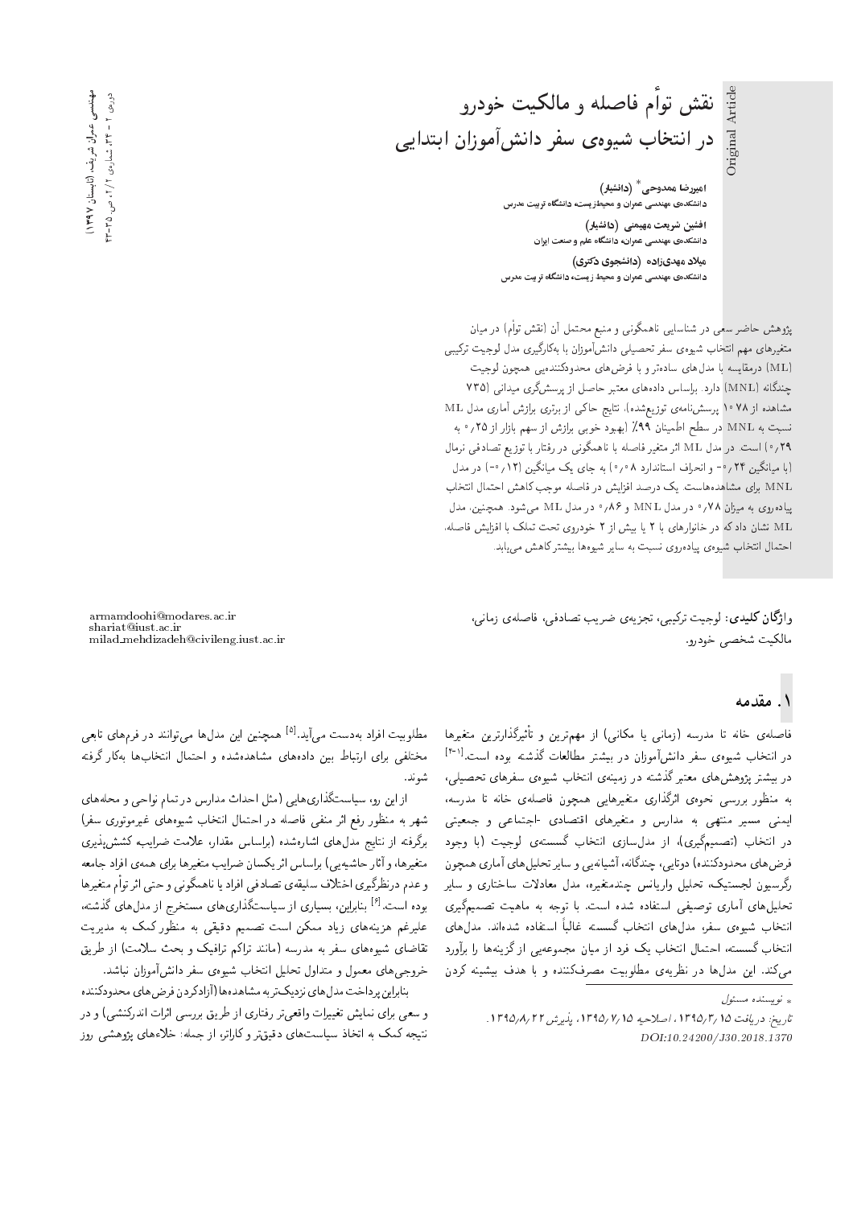# نقش توأم فاصله و مالکیت خودرو در انتخاب شیوه‌ی سفر دانش‌آموزان ابتدایی

**امیررضا ممدوحی*** (دانشیار)
دانشکده‌ی مهندسی عمران و محیط‌زیست، دانشگاه تربیت مدرس

**افشین شریعت مهیمنی** (دانشیار)
دانشکده‌ی مهندسی عمران، دانشگاه علم و صنعت ایران

**میلاد مهدی‌زاده** (دانشجوی دکتری)
دانشکده‌ی مهندسی عمران و محیط زیست، دانشگاه تربیت مدرس

پژوهش حاضر سعی در شناسایی ناهمگونی و منبع محتمل آن (نقش توأم) در میان متغیرهای مهم انتخاب شیوه‌ی سفر تحصیلی دانش‌آموزان با به‌کارگیری مدل لوجیت ترکیبی (ML) درمقایسه با مدل‌های ساده‌تر و با فرض‌های محدودکننده‌یی همچون لوجیت چندگانه (MNL) دارد. براساس داده‌های معتبر حاصل از پرسش‌گری میدانی (۷۳۵ مشاهده از ۱۰۷۸ پرسش‌نامه‌ی توزیع‌شده)، نتایج حاکی از برتری برازش آماری مدل ML نسبت به MNL در سطح اطمینان ۹۹٪ (بهبود خوبی برازش از سهم بازار از ۰٫۲۵ به ۰٫۲۹) است. در مدل ML اثر متغیر فاصله با ناهمگونی در رفتار با توزیع تصادفی نرمال (با میانگین ۰٫۲۴- و انحراف استاندارد ۰٫۰۸) به جای یک میانگین (۰٫۱۲-) در مدل MNL برای مشاهده‌هاست. یک درصد افزایش در فاصله موجب کاهش احتمال انتخاب پیاده‌روی به میزان ۰٫۷۸ در مدل MNL و ۰٫۸۶ در مدل ML می‌شود. همچنین، مدل ML نشان داد که در خانوارهای با ۲ یا بیش از ۲ خودروی تحت تملک با افزایش فاصله، احتمال انتخاب شیوه‌ی پیاده‌روی نسبت به سایر شیوه‌ها بیشتر کاهش می‌یابد.

**واژگان کلیدی:** لوجیت ترکیبی، تجزیه‌ی ضریب تصادفی، فاصله‌ی زمانی، مالکیت شخصی خودرو.

armamdoohi@modares.ac.ir
shariat@iust.ac.ir
milad_mehdizadeh@civileng.iust.ac.ir

## ۱. مقدمه

فاصله‌ی خانه تا مدرسه (زمانی یا مکانی) از مهم‌ترین و تأثیرگذارترین متغیرها در انتخاب شیوه‌ی سفر دانش‌آموزان در بیشتر مطالعات گذشته بوده است.[۱-۴] در بیشتر پژوهش‌های معتبر گذشته در زمینه‌ی انتخاب شیوه‌ی سفرهای تحصیلی، به منظور بررسی نحوه‌ی اثرگذاری متغیرهایی همچون فاصله‌ی خانه تا مدرسه، ایمنی مسیر منتهی به مدارس و متغیرهای اقتصادی -اجتماعی و جمعیتی در انتخاب (تصمیم‌گیری)، از مدل‌سازی انتخاب گسسته‌ی لوجیت (با وجود فرض‌های محدودکننده) دوتایی، چندگانه، آشیانه‌یی و سایر تحلیل‌های آماری همچون رگرسیون لجستیک، تحلیل واریانس چندمتغیره، مدل معادلات ساختاری و سایر تحلیل‌های آماری توصیفی استفاده شده است. با توجه به ماهیت تصمیم‌گیری انتخاب شیوه‌ی سفر، مدل‌های انتخاب گسسته غالباً استفاده شده‌اند. مدل‌های انتخاب گسسته، احتمال انتخاب یک فرد از میان مجموعه‌یی از گزینه‌ها را برآورد می‌کند. این مدل‌ها در نظریه‌ی مطلوبیت مصرف‌کننده و با هدف بیشینه کردن مطلوبیت افراد به‌دست می‌آید.[۵] همچنین این مدل‌ها می‌توانند در فرم‌های تابعی مختلفی برای ارتباط بین داده‌های مشاهده‌شده و احتمال انتخاب‌ها به‌کار گرفته شوند.

از این رو، سیاست‌گذاری‌هایی (مثل احداث مدارس در تمام نواحی و محله‌های شهر به منظور رفع اثر منفی فاصله در احتمال انتخاب شیوه‌های غیرموتوری سفر) برگرفته از نتایج مدل‌های اشاره‌شده (براساس مقدار، علامت ضرایب‌ـ کشش‌پذیری متغیرها، و آثار حاشیه‌یی) براساس اثر یکسان ضرایب متغیرها برای همه‌ی افراد جامعه و عدم درنظرگیری اختلاف سلیقه‌ی تصادفی افراد یا ناهمگونی و حتی اثر توأم متغیرها بوده است.[۶] بنابراین، بسیاری از سیاست‌گذاری‌های مستخرج از مدل‌های گذشته، علیرغم هزینه‌های زیاد ممکن است تصمیم دقیقی به منظور کمک به مدیریت تقاضای شیوه‌های سفر به مدرسه (مانند تراکم ترافیک و بحث سلامت) از طریق خروجی‌های معمول و متداول تحلیل انتخاب شیوه‌ی سفر دانش‌آموزان نباشد.

بنابراین پرداخت مدل‌های نزدیک‌تر به مشاهده‌ها (آزادکردن فرض‌های محدودکننده و سعی برای نمایش تغییرات واقعی‌تر رفتاری از طریق بررسی اثرات اندرکنشی) و در نتیجه کمک به اتخاذ سیاست‌های دقیق‌تر و کاراتر، از جمله: خلأهای پژوهشی روز

* نویسنده مسئول

تاریخ: دریافت ۱۳۹۵/۳/۱۵، اصلاحیه ۱۳۹۵/۷/۱۵، پذیرش ۱۳۹۵/۸/۲۲.

DOI:10.24200/J30.2018.1370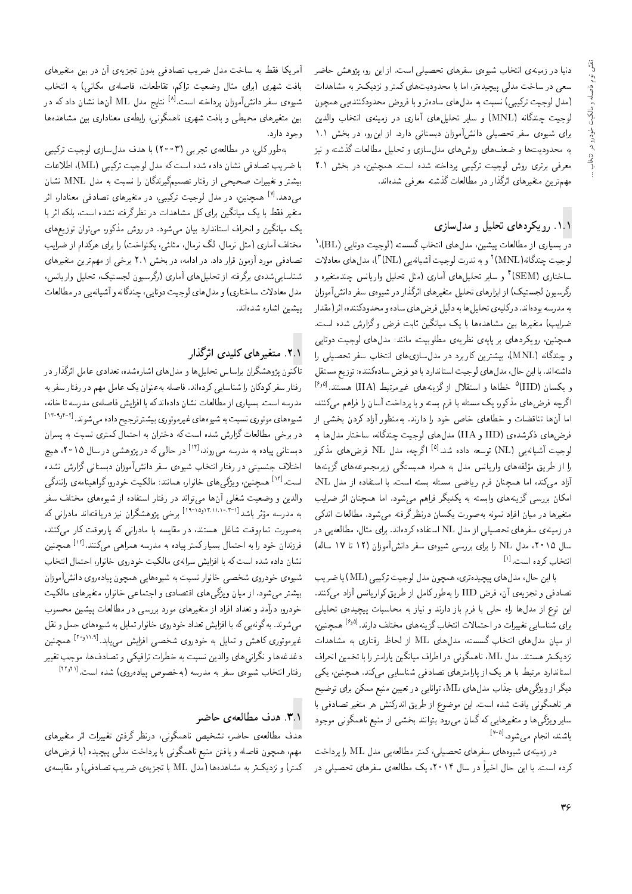دنیا در زمینه‌ی انتخاب شیوه‌ی سفرهای تحصیلی است. از این رو، پژوهش حاضر سعی در ساخت مدلی پیچیده‌تر، اما با محدودیت‌های کمتر و نزدیک‌تر به مشاهدات (مدل لوجیت ترکیبی) نسبت به مدل‌های ساده‌تر و با فروض محدودکننده‌یی همچون لوجیت چندگانه (MNL) و سایر تحلیل‌های آماری در زمینه‌ی انتخاب والدین برای شیوه‌ی سفر تحصیلی دانش‌آموزان دبستانی دارد. از این‌رو، در بخش ۱.۱ به محدودیت‌ها و ضعف‌های روش‌های مدل‌سازی و تحلیل مطالعات گذشته و نیز معرفی برتری روش لوجیت ترکیبی پرداخته شده است. همچنین، در بخش ۲.۱ مهم‌ترین متغیرهای اثرگذار در مطالعات گذشته معرفی شده‌اند.

## ۱.۱. رویکردهای تحلیل و مدل‌سازی

در بسیاری از مطالعات پیشین، مدل‌های انتخاب گسسته (لوجیت دوتایی (BL)،[۱] لوجیت چندگانه (MNL)[۲] و به ندرت لوجیت آشیانه‌یی (NL)[۳])، مدل‌های معادلات ساختاری (SEM)[۴] و سایر تحلیل‌های آماری (مثل تحلیل واریانس چندمتغیره و رگرسیون لجستیک) از ابزارهای تحلیل متغیرهای اثرگذار در شیوه‌ی سفر دانش‌آموزان به مدرسه بوده‌اند. در کلیه‌ی تحلیل‌ها به دلیل فرض‌های ساده و محدودکننده، اثر (مقدار ضرایب) متغیرها بین مشاهده‌ها با یک میانگین ثابت فرض و گزارش شده است. همچنین، رویکردهای بر پایه‌ی نظریه‌ی مطلوبیت مانند: مدل‌های لوجیت دوتایی و چندگانه (MNL)، بیشترین کاربرد در مدل‌سازی‌های انتخاب سفر تحصیلی را داشته‌اند. با این حال، مدل‌های لوجیت استاندارد با دو فرض ساده‌کننده: توزیع مستقل و یکسان (IID)[۵] خطاها و استقلال از گزینه‌های غیرمرتبط (IIA) هستند.[۵و۶] اگرچه فرض‌های مذکور، یک مسئله با فرم بسته و با پرداخت آسان را فراهم می‌کنند، اما آن‌ها تناقضات و خطاهای خاص خود را دارند. به‌منظور آزاد کردن بخشی از فرض‌های ذکرشده‌ی (IID و IIA) مدل‌های لوجیت چندگانه، ساختار مدل‌ها به لوجیت آشیانه‌یی (NL) توسعه داده شد.[۵] اگرچه، مدل NL فرض‌های مذکور را از طریق مؤلفه‌های واریانس مدل به همراه همبستگی زیرمجموعه‌های گزینه‌ها آزاد می‌کند، اما همچنان فرم ریاضی مسئله بسته است. با استفاده از مدل NL، امکان بررسی گزینه‌های وابسته به یکدیگر فراهم می‌شود. اما همچنان اثر ضرایب متغیرها در میان افراد نمونه به‌صورت یکسان درنظرگرفته می‌شود. مطالعات اندکی در زمینه‌ی سفرهای تحصیلی از مدل NL استفاده کرده‌اند. برای مثال، مطالعه‌یی در سال ۲۰۱۵، مدل NL را برای بررسی شیوه‌ی سفر دانش‌آموزان (۱۲ تا ۱۷ ساله) انتخاب کرده است.[۱]

با این حال، مدل‌های پیچیده‌تری، همچون مدل لوجیت ترکیبی (ML) یا ضریب تصادفی و تجزیه‌ی آن، فرض IID را به‌طور کامل از طریق کوواریانس آزاد می‌کنند. این نوع از مدل‌ها راه حلی با فرم باز دارند و نیاز به محاسبات پیچیده‌ی تحلیلی برای شناسایی تغییرات در احتمالات انتخاب گزینه‌های مختلف دارند.[۵و۶] همچنین، از میان مدل‌های انتخاب گسسته، مدل‌های ML از لحاظ رفتاری به مشاهدات نزدیک‌تر هستند. مدل ML، ناهمگونی در اطراف میانگین پارامتر را با تخمین انحراف استاندارد مرتبط با هر یک از پارامترهای تصادفی شناسایی می‌کند. همچنین، یکی دیگر از ویژگی‌های جذاب مدل‌های ML، توانایی در تعیین منبع ممکن برای توضیح هر ناهمگونی یافت شده است. این موضوع از طریق اندرکنش هر متغیر تصادفی با سایر ویژگی‌ها و متغیرهایی که گمان می‌رود بتوانند بخشی از منبع ناهمگونی موجود باشند، انجام می‌شود.[۵-۷]

در زمینه‌ی شیوه‌های سفرهای تحصیلی، کمتر مطالعه‌یی مدل ML را پرداخت کرده است. با این حال اخیراً در سال ۲۰۱۴، یک مطالعه‌ی سفرهای تحصیلی در آمریکا فقط به ساخت مدل ضریب تصادفی بدون تجزیه‌ی آن در بین متغیرهای بافت شهری (برای مثال وضعیت تراکم، تقاطعات، فاصله‌ی مکانی) به انتخاب شیوه‌ی سفر دانش‌آموزان پرداخته است.[۸] نتایج مدل ML آن‌ها نشان داد که در بین متغیرهای محیطی و بافت شهری ناهمگونی، رابطه‌ی معناداری بین مشاهده‌ها وجود دارد.

به‌طور کلی، در مطالعه‌ی تجربی (۲۰۰۳) با هدف مدل‌سازی لوجیت ترکیبی با ضریب تصادفی نشان داده شده است که مدل لوجیت ترکیبی (ML)، اطلاعات بیشتر و تغییرات صحیحی از رفتار تصمیم‌گیرندگان را نسبت به مدل MNL نشان می‌دهد.[۷] همچنین، در مدل لوجیت ترکیبی، در متغیرهای تصادفی معنادار، اثر متغیر فقط با یک میانگین برای کل مشاهدات در نظرگرفته نشده است، بلکه اثر با یک میانگین و انحراف استاندارد بیان می‌شود. در روش مذکور، می‌توان توزیع‌های مختلف آماری (مثل نرمال، لگ نرمال، مثلثی، یکنواخت) را برای هرکدام از ضرایب تصادفی مورد آزمون قرار داد. در ادامه، در بخش ۲.۱ برخی از مهم‌ترین متغیرهای شناسایی‌شده‌ی برگرفته از تحلیل‌های آماری (رگرسیون لجستیک، تحلیل واریانس، مدل معادلات ساختاری) و مدل‌های لوجیت دوتایی، چندگانه و آشیانه‌یی در مطالعات پیشین اشاره شده‌اند.

## ۲.۱. متغیرهای کلیدی اثرگذار

تاکنون پژوهشگران براساس تحلیل‌ها و مدل‌های اشاره‌شده، تعدادی عامل اثرگذار در رفتار سفر کودکان را شناسایی کرده‌اند. فاصله به‌عنوان یک عامل مهم در رفتار سفر به مدرسه است. بسیاری از مطالعات نشان داده‌اند که با افزایش فاصله‌ی مدرسه تا خانه، شیوه‌های موتوری نسبت به شیوه‌های غیرموتوری بیشتر ترجیح داده می‌شوند.[۲-۴،۹،۱۳-۱۲] در برخی مطالعات گزارش شده است که دختران به احتمال کمتری نسبت به پسران دبستانی پیاده به مدرسه می‌روند،[۱۴] در حالی که در پژوهشی در سال ۲۰۱۵، هیچ اختلاف جنسیتی در رفتار انتخاب شیوه‌ی سفر دانش‌آموزان دبستانی گزارش نشده است.[۱۳] همچنین، ویژگی‌های خانوار، همانند: مالکیت خودرو، گواهینامه‌ی رانندگی والدین و وضعیت شغلی آن‌ها می‌تواند در رفتار استفاده از شیوه‌های مختلف سفر به مدرسه مؤثر باشد.[۳-۱،۱۰-۱۱،۱۳،۱۵-۱۹] برخی پژوهشگران نیز دریافته‌اند مادرانی که به‌صورت تمام‌وقت شاغل هستند، در مقایسه با مادرانی که پاره‌وقت کار می‌کنند، فرزندان خود را به احتمال بسیار کمتر پیاده به مدرسه همراهی می‌کنند.[۱۲] همچنین نشان داده شده است که با افزایش سرانه‌ی مالکیت خودروی خانوار، احتمال انتخاب شیوه‌ی خودروی شخصی خانوار نسبت به شیوه‌هایی همچون پیاده‌روی دانش‌آموزان بیشتر می‌شود. از میان ویژگی‌های اقتصادی و اجتماعی خانوار، متغیرهای مالکیت خودرو، درآمد و تعداد افراد از متغیرهای مورد بررسی در مطالعات پیشین محسوب می‌شوند. به گونه‌یی که با افزایش تعداد خودروی خانوار تمایل به شیوه‌های حمل و نقل غیرموتوری کاهش و تمایل به خودروی شخصی افزایش می‌یابد.[۹،۱۱،۲۰-۲] همچنین دغدغه‌ها و نگرانی‌های والدین نسبت به خطرات ترافیکی و تصادف‌ها، موجب تغییر رفتار انتخاب شیوه‌ی سفر به مدرسه (به‌خصوص پیاده‌روی) شده است.[۲۱و۲۲]

## ۳.۱. هدف مطالعه‌ی حاضر

هدف مطالعه‌ی حاضر، تشخیص ناهمگونی، درنظر گرفتن تغییرات اثر متغیرهای مهم، همچون فاصله و یافتن منبع ناهمگونی با پرداخت مدلی پیچیده (با فرض‌های کمتر) و نزدیک‌تر به مشاهده‌ها (مدل ML با تجزیه‌ی ضریب تصادفی) و مقایسه‌ی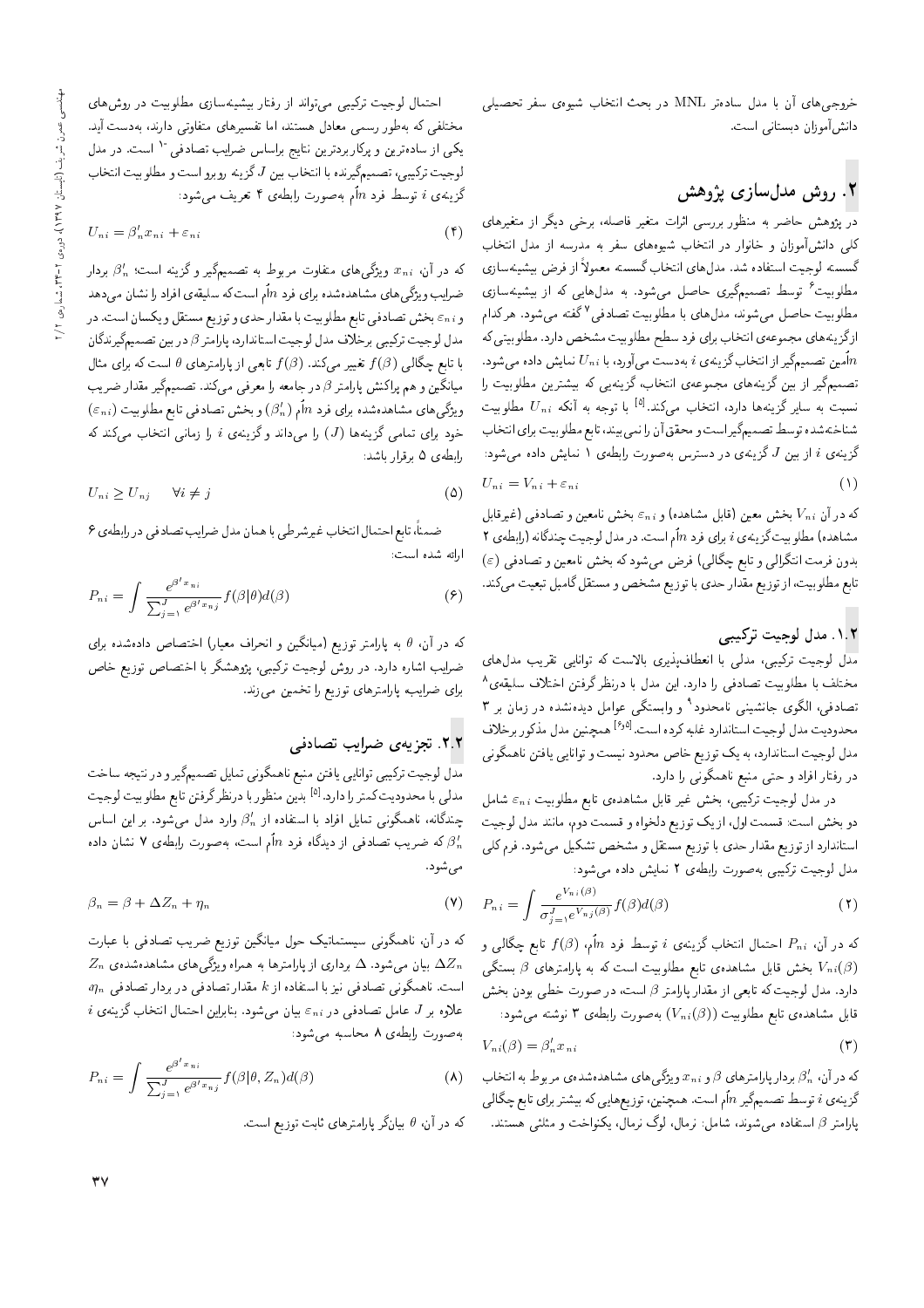خروجی‌های آن با مدل ساده‌تر MNL در بحث انتخاب شیوه‌ی سفر تحصیلی دانش‌آموزان دبستانی است.

## ۲. روش مدل‌سازی پژوهش

در پژوهش حاضر به منظور بررسی اثرات متغیر فاصله، برخی دیگر از متغیرهای کلی دانش‌آموزان و خانوار در انتخاب شیوه‌های سفر به مدرسه از مدل انتخاب گسسته لوجیت استفاده شد. مدل‌های انتخاب گسسته معمولاً از فرض بیشینه‌سازی مطلوبیت[۶] توسط تصمیم‌گیری حاصل می‌شود. به مدل‌هایی که از بیشینه‌سازی مطلوبیت حاصل می‌شوند، مدل‌های با مطلوبیت تصادفی[۷] گفته می‌شود. هرکدام از گزینه‌های مجموعه‌ی انتخاب برای فرد سطح مطلوبیت مشخص دارد. مطلوبیتی که $n$اُمین تصمیم‌گیر از انتخاب گزینه‌ی $i$ به‌دست می‌آورد، با $U_{ni}$ نمایش داده می‌شود. تصمیم‌گیر از بین گزینه‌های مجموعه‌ی انتخاب، گزینه‌یی که بیشترین مطلوبیت را نسبت به سایر گزینه‌ها دارد، انتخاب می‌کند.[5] با توجه به آنکه $U_{ni}$ مطلوبیت شناخته‌شده توسط تصمیم‌گیر است و محقق آن را نمی‌بیند، تابع مطلوبیت برای انتخاب گزینه‌ی $i$ از بین $J$ گزینه‌ی در دسترس به‌صورت رابطه‌ی ۱ نمایش داده می‌شود:

$$U_{ni} = V_{ni} + \varepsilon_{ni} \qquad (1)$$

که در آن $V_{ni}$ بخش معین (قابل مشاهده) و $\varepsilon_{ni}$ بخش نامعین و تصادفی (غیرقابل مشاهده) مطلوبیت گزینه‌ی $i$ برای فرد $n$اُم است. در مدل لوجیت چندگانه (رابطه‌ی ۲ بدون فرمت انتگرالی و تابع چگالی) فرض می‌شود که بخش نامعین و تصادفی ($\varepsilon$) تابع مطلوبیت، از توزیع مقدار حدی با توزیع مشخص و مستقل گامبل تبعیت می‌کند.

### ۱.۲. مدل لوجیت ترکیبی

مدل لوجیت ترکیبی، مدلی با انعطاف‌پذیری بالاست که توانایی تقریب مدل‌های مختلف با مطلوبیت تصادفی را دارد. این مدل با درنظرگرفتن اختلاف سلیقه‌ی[۸] تصادفی، الگوی جانشینی نامحدود[۹] و وابستگی عوامل دیده‌نشده در زمان بر ۳ محدودیت مدل لوجیت استاندارد غلبه کرده است.[5,6] همچنین مدل مذکور برخلاف مدل لوجیت استاندارد، به یک توزیع خاص محدود نیست و توانایی یافتن ناهمگونی در رفتار افراد و حتی منبع ناهمگونی را دارد.

در مدل لوجیت ترکیبی، بخش غیر قابل مشاهده‌ی تابع مطلوبیت $\varepsilon_{ni}$ شامل دو بخش است: قسمت اول، از یک توزیع دلخواه و قسمت دوم، مانند مدل لوجیت استاندارد از توزیع مقدار حدی با توزیع مستقل و مشخص تشکیل می‌شود. فرم کلی مدل لوجیت ترکیبی به‌صورت رابطه‌ی ۲ نمایش داده می‌شود:

$$P_{ni} = \int \frac{e^{V_{ni}(\beta)}}{\sigma_{j=1}^{J} e^{V_{nj}(\beta)}} f(\beta) d(\beta) \qquad (2)$$

که در آن، $P_{ni}$ احتمال انتخاب گزینه‌ی $i$ توسط فرد $n$اُم، $f(\beta)$ تابع چگالی و $V_{ni}(\beta)$ بخش قابل مشاهده‌ی تابع مطلوبیت است که به پارامترهای $\beta$ بستگی دارد. مدل لوجیت که تابعی از مقدار پارامتر $\beta$ است، در صورت خطی بودن بخش قابل مشاهده‌ی تابع مطلوبیت ($V_{ni}(\beta)$) به‌صورت رابطه‌ی ۳ نوشته می‌شود:

$$V_{ni}(\beta) = \beta_n' x_{ni} \qquad (3)$$

که در آن، $\beta_n'$ بردار پارامترهای $\beta$ و $x_{ni}$ ویژگی‌های مشاهده‌شده‌ی مربوط به انتخاب گزینه‌ی $i$ توسط تصمیم‌گیر $n$اُم است. همچنین، توزیع‌هایی که بیشتر برای تابع چگالی پارامتر $\beta$ استفاده می‌شوند، شامل: نرمال، لوگ نرمال، یکنواخت و مثلثی هستند.

احتمال لوجیت ترکیبی می‌تواند از رفتار بیشینه‌سازی مطلوبیت در روش‌های مختلفی که به‌طور رسمی معادل هستند، اما تفسیرهای متفاوتی دارند، به‌دست آید. یکی از ساده‌ترین و پرکاربردترین نتایج براساس ضرایب تصادفی[۱۰] است. در مدل لوجیت ترکیبی، تصمیم‌گیرنده با انتخاب بین $J$ گزینه روبرو است و مطلوبیت انتخاب گزینه‌ی $i$ توسط فرد $n$اُم به‌صورت رابطه‌ی ۴ تعریف می‌شود:

$$U_{ni} = \beta_n' x_{ni} + \varepsilon_{ni} \qquad (4)$$

که در آن، $x_{ni}$ ویژگی‌های متفاوت مربوط به تصمیم‌گیر و گزینه است؛ $\beta_n'$ بردار ضرایب ویژگی‌های مشاهده‌شده برای فرد $n$اُم است که سلیقه‌ی افراد را نشان می‌دهد و $\varepsilon_{ni}$ بخش تصادفی تابع مطلوبیت با مقدار حدی و توزیع مستقل و یکسان است. در مدل لوجیت ترکیبی برخلاف مدل لوجیت استاندارد، پارامتر $\beta$ در بین تصمیم‌گیرندگان با تابع چگالی $f(\beta)$ تغییر می‌کند. $f(\beta)$ تابعی از پارامترهای $\theta$ است که برای مثال میانگین و هم پراکنش پارامتر $\beta$ در جامعه را معرفی می‌کند. تصمیم‌گیر مقدار ضریب ویژگی‌های مشاهده‌شده برای فرد $n$اُم ($\beta_n'$) و بخش تصادفی تابع مطلوبیت ($\varepsilon_{ni}$) خود برای تمامی گزینه‌ها ($J$) را می‌داند و گزینه‌ی $i$ را زمانی انتخاب می‌کند که رابطه‌ی ۵ برقرار باشد:

$$U_{ni} \geq U_{nj} \qquad \forall i \neq j \qquad (5)$$

ضمناً، تابع احتمال انتخاب غیرشرطی با همان مدل ضرایب تصادفی در رابطه‌ی ۶ ارائه شده است:

$$P_{ni} = \int \frac{e^{\beta' x_{ni}}}{\sum_{j=1}^{J} e^{\beta' x_{nj}}} f(\beta|\theta) d(\beta) \qquad (6)$$

که در آن، $\theta$ به پارامتر توزیع (میانگین و انحراف معیار) اختصاص داده‌شده برای ضرایب اشاره دارد. در روش لوجیت ترکیبی، پژوهشگر با اختصاص توزیع خاص برای ضرایب، پارامترهای توزیع را تخمین می‌زند.

### ۲.۲. تجزیه‌ی ضرایب تصادفی

مدل لوجیت ترکیبی توانایی یافتن منبع ناهمگونی تمایل تصمیم‌گیر و در نتیجه ساخت مدلی با محدودیت کمتر را دارد.[5] بدین منظور با درنظرگرفتن تابع مطلوبیت لوجیت چندگانه، ناهمگونی تمایل افراد با استفاده از $\beta_n'$ وارد مدل می‌شود. بر این اساس $\beta_n'$ که ضریب تصادفی از دیدگاه فرد $n$اُم است، به‌صورت رابطه‌ی ۷ نشان داده می‌شود.

$$\beta_n = \beta + \Delta Z_n + \eta_n \qquad (7)$$

که در آن، ناهمگونی سیستماتیک حول میانگین توزیع ضریب تصادفی با عبارت $\Delta Z_n$ بیان می‌شود. $\Delta$ برداری از پارامترها به همراه ویژگی‌های مشاهده‌شده‌ی $Z_n$ است. ناهمگونی تصادفی نیز با استفاده از $k$ مقدار تصادفی در بردار تصادفی $\eta_n$ علاوه بر $J$ عامل تصادفی در $\varepsilon_{ni}$ بیان می‌شود. بنابراین احتمال انتخاب گزینه‌ی $i$ به‌صورت رابطه‌ی ۸ محاسبه می‌شود:

$$P_{ni} = \int \frac{e^{\beta' x_{ni}}}{\sum_{j=1}^{J} e^{\beta' x_{nj}}} f(\beta|\theta, Z_n) d(\beta) \qquad (8)$$

که در آن، $\theta$ بیانگر پارامترهای ثابت توزیع است.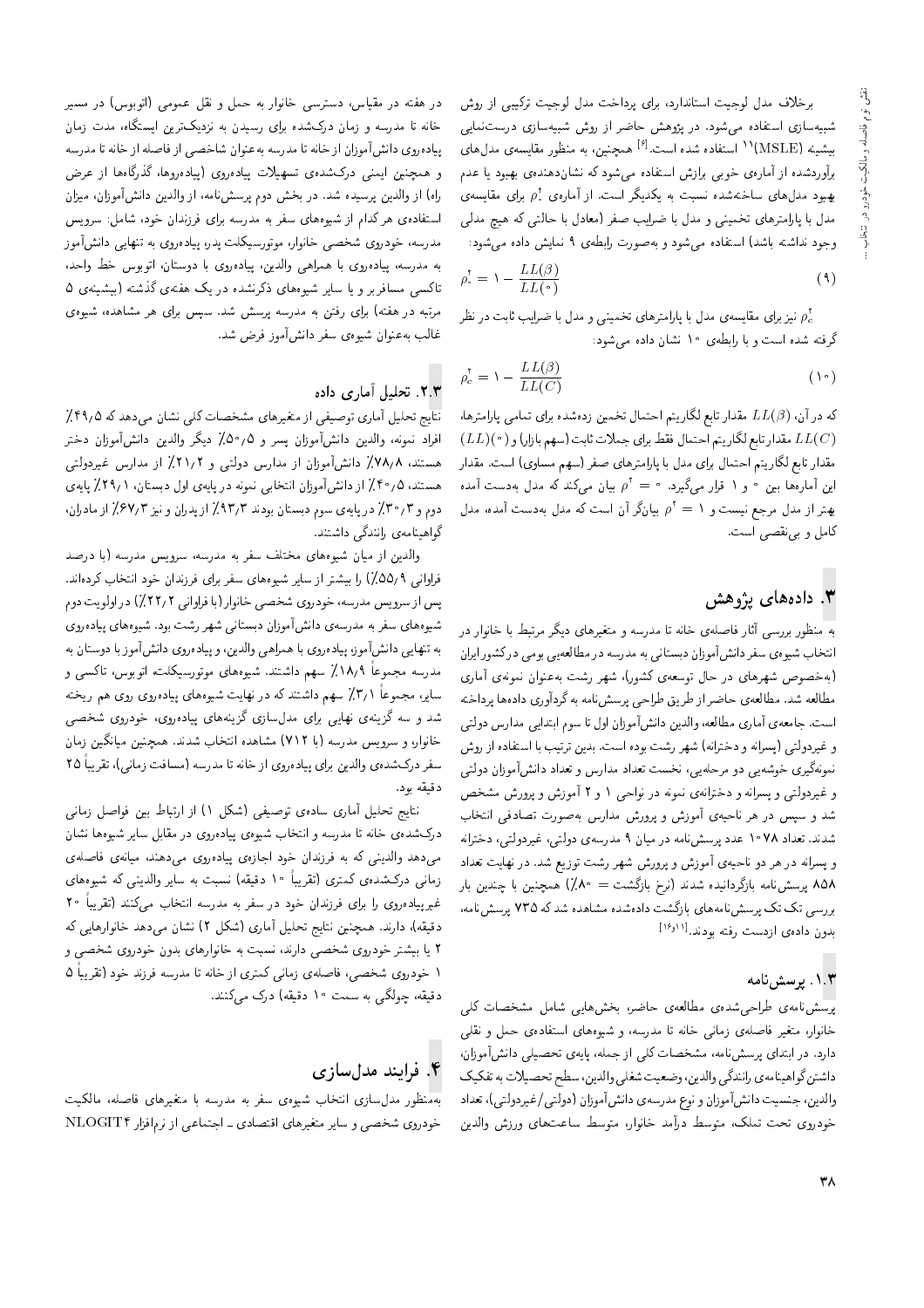برخلاف مدل لوجیت استاندارد، برای پرداخت مدل لوجیت ترکیبی از روش شبیه‌سازی استفاده می‌شود. در پژوهش حاضر از روش شبیه‌سازی درست‌نمایی بیشینه (MSLE)[11] استفاده شده است.[6] همچنین، به منظور مقایسه‌ی مدل‌های برآوردشده از آماره‌ی خوبی برازش استفاده می‌شود که نشان‌دهنده‌ی بهبود یا عدم بهبود مدل‌های ساخته‌شده نسبت به یکدیگر است. از آماره‌ی $\rho_\circ^2$ برای مقایسه‌ی مدل با پارامترهای تخمینی و مدل با ضرایب صفر (معادل با حالتی که هیچ مدلی وجود نداشته باشد) استفاده می‌شود و به‌صورت رابطه‌ی ۹ نمایش داده می‌شود:

$$\rho_\circ^2 = 1 - \frac{LL(\beta)}{LL(\circ)} \qquad (9)$$

$\rho_c^2$ نیز برای مقایسه‌ی مدل با پارامترهای تخمینی و مدل با ضرایب ثابت در نظر گرفته شده است و با رابطه‌ی ۱۰ نشان داده می‌شود:

$$\rho_c^2 = 1 - \frac{LL(\beta)}{LL(C)} \qquad (10)$$

که در آن، $LL(\beta)$ مقدار تابع لگاریتم احتمال تخمین زده‌شده برای تمامی پارامترها، $LL(C)$ مقدار تابع لگاریتم احتمال فقط برای جملات ثابت (سهم بازار) و $(LL)(\circ)$ مقدار تابع لگاریتم احتمال برای مدل با پارامترهای صفر (سهم مساوی) است. مقدار این آماره‌ها بین ۰ و ۱ قرار می‌گیرد. $\rho^2 = \circ$ بیان می‌کند که مدل به‌دست آمده بهتر از مدل مرجع نیست و $\rho^2 = 1$ بیانگر آن است که مدل به‌دست آمده، مدل کامل و بی‌نقصی است.

# ۳. داده‌های پژوهش

به منظور بررسی آثار فاصله‌ی خانه تا مدرسه و متغیرهای دیگر مرتبط با خانوار در انتخاب شیوه‌ی سفر دانش‌آموزان دبستانی به مدرسه در مطالعه‌یی بومی در کشور ایران (به‌خصوص شهرهای در حال توسعه‌ی کشور)، شهر رشت به‌عنوان نمونه‌ی آماری مطالعه شد. مطالعه‌ی حاضر از طریق طراحی پرسش‌نامه به گردآوری داده‌ها پرداخته است. جامعه‌ی آماری مطالعه، والدین دانش‌آموزان اول تا سوم ابتدایی مدارس دولتی و غیردولتی (پسرانه و دخترانه) شهر رشت بوده است. بدین ترتیب با استفاده از روش نمونه‌گیری خوشه‌یی دو مرحله‌یی، نخست تعداد مدارس و تعداد دانش‌آموزان دولتی و غیردولتی و پسرانه و دخترانه‌ی نمونه در نواحی ۱ و ۲ آموزش و پرورش مشخص شد و سپس در هر ناحیه‌ی آموزش و پرورش مدارس به‌صورت تصادفی انتخاب شدند. تعداد ۱۰۷۸ عدد پرسش‌نامه در میان ۹ مدرسه‌ی دولتی، غیردولتی، دخترانه و پسرانه در هر دو ناحیه‌ی آموزش و پرورش شهر رشت توزیع شد. در نهایت تعداد ۸۵۸ پرسش‌نامه بازگردانیده شدند (نرخ بازگشت = ۸۰٪) همچنین با چندین بار بررسی تک تک پرسش‌نامه‌های بازگشت داده‌شده مشاهده شد که ۷۳۵ پرسش‌نامه، بدون داده‌ی ازدست رفته بودند.[11و16]

## ۱.۳. پرسش‌نامه

پرسش‌نامه‌ی طراحی‌شده‌ی مطالعه‌ی حاضر، بخش‌هایی شامل مشخصات کلی خانوار، متغیر فاصله‌ی زمانی خانه تا مدرسه، و شیوه‌های استفاده‌ی حمل و نقلی دارد. در ابتدای پرسش‌نامه، مشخصات کلی از جمله، پایه‌ی تحصیلی دانش‌آموزان، داشتن گواهینامه‌ی رانندگی والدین، وضعیت شغلی والدین، سطح تحصیلات به تفکیک والدین، جنسیت دانش‌آموزان و نوع مدرسه‌ی دانش‌آموزان (دولتی/غیردولتی)، تعداد خودروی تحت تملک، متوسط درآمد خانوار، متوسط ساعت‌های ورزش والدین در هفته در مقیاس، دسترسی خانوار به حمل و نقل عمومی (اتوبوس) در مسیر خانه تا مدرسه و زمان درک‌شده برای رسیدن به نزدیک‌ترین ایستگاه، مدت زمان پیاده‌روی دانش‌آموزان از خانه تا مدرسه به‌عنوان شاخصی از فاصله از خانه تا مدرسه و همچنین ایمنی درک‌شده‌ی تسهیلات پیاده‌روی (پیاده‌روها، گذرگاه‌ها از عرض راه) از والدین پرسیده شد. در بخش دوم پرسش‌نامه، از والدین دانش‌آموزان، میزان استفاده‌ی هر کدام از شیوه‌های سفر به مدرسه برای فرزندان خود، شامل: سرویس مدرسه، خودروی شخصی خانوار، موتورسیکلت پدر، پیاده‌روی به تنهایی دانش‌آموز به مدرسه، پیاده‌روی با همراهی والدین، پیاده‌روی با دوستان، اتوبوس خط واحد، تاکسی مسافربر و یا سایر شیوه‌های ذکرنشده در یک هفته‌ی گذشته (بیشینه‌ی ۵ مرتبه در هفته) برای رفتن به مدرسه پرسش شد. سپس برای هر مشاهده، شیوه‌ی غالب به‌عنوان شیوه‌ی سفر دانش‌آموز فرض شد.

## ۲.۳. تحلیل آماری داده

نتایج تحلیل آماری توصیفی از متغیرهای مشخصات کلی نشان می‌دهد که ۴۹٫۵٪ افراد نمونه، والدین دانش‌آموزان پسر و ۵۰٫۵٪ دیگر والدین دانش‌آموزان دختر هستند، ۷۸٫۸٪ دانش‌آموزان از مدارس دولتی و ۲۱٫۲٪ از مدارس غیردولتی هستند، ۴۰٫۵٪ از دانش‌آموزان انتخابی نمونه در پایه‌ی اول دبستان، ۲۹٫۱٪ پایه‌ی دوم و ۳۰٫۳٪ در پایه‌ی سوم دبستان بودند ۹۳٫۳٪ از پدران و نیز ۶۷٫۳٪ از مادران، گواهینامه‌ی رانندگی داشتند.

والدین از میان شیوه‌های مختلف سفر به مدرسه، سرویس مدرسه (با درصد فراوانی ۵۵٫۹٪) را بیشتر از سایر شیوه‌های سفر برای فرزندان خود انتخاب کرده‌اند. پس از سرویس مدرسه، خودروی شخصی خانوار (با فراوانی ۲۲٫۲٪) در اولویت دوم شیوه‌های سفر به مدرسه‌ی دانش‌آموزان دبستانی شهر رشت بود. شیوه‌های پیاده‌روی به تنهایی دانش‌آموز، پیاده‌روی با همراهی والدین، و پیاده‌روی با دوستان به مدرسه مجموعاً ۱۸٫۹٪ سهم داشتند. شیوه‌های موتورسیکلت، اتوبوس، تاکسی و سایر، مجموعاً ۳٫۱٪ سهم داشتند که در نهایت شیوه‌های پیاده‌روی روی هم ریخته شد و سه گزینه‌ی نهایی برای مدل‌سازی گزینه‌های پیاده‌روی، خودروی شخصی خانوار، و سرویس مدرسه (با ۷۱۲) مشاهده انتخاب شدند. همچنین میانگین زمان سفر درک‌شده‌ی والدین برای پیاده‌روی از خانه تا مدرسه (مسافت زمانی)، تقریباً ۲۵ دقیقه بود.

نتایج تحلیل آماری ساده‌ی توصیفی (شکل ۱) از ارتباط بین فواصل زمانی درک‌شده‌ی خانه تا مدرسه و انتخاب شیوه‌ی پیاده‌روی در مقابل سایر شیوه‌ها نشان می‌دهد والدینی که به فرزندان خود اجازه‌ی پیاده‌روی می‌دهند، میانه‌ی فاصله‌ی زمانی درک‌شده‌ی کمتری (تقریباً ۱۰ دقیقه) نسبت به سایر والدینی که شیوه‌های غیرپیاده‌روی را برای فرزندان خود در سفر به مدرسه انتخاب می‌کنند (تقریباً ۲۰ دقیقه)، دارند. همچنین نتایج تحلیل آماری (شکل ۲) نشان می‌دهد خانوارهایی که ۲ یا بیشتر خودروی شخصی دارند، نسبت به خانوارهای بدون خودروی شخصی و ۱ خودروی شخصی، فاصله‌ی زمانی کمتری از خانه تا مدرسه فرزند خود (تقریباً ۵ دقیقه، چولگی به سمت ۱۰ دقیقه) درک می‌کنند.

# ۴. فرایند مدل‌سازی

به‌منظور مدل‌سازی انتخاب شیوه‌ی سفر به مدرسه با متغیرهای فاصله، مالکیت خودروی شخصی و سایر متغیرهای اقتصادی ـ اجتماعی از نرم‌افزار NLOGIT4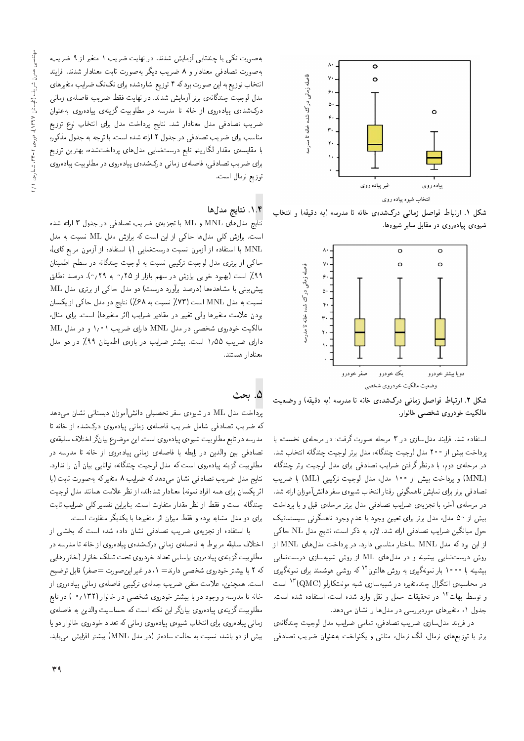شکل ۱. ارتباط فواصل زمانی درک‌شده‌ی خانه تا مدرسه (به دقیقه) و انتخاب شیوه‌ی پیاده‌روی در مقابل سایر شیوه‌ها.

شکل ۲. ارتباط فواصل زمانی درک‌شده‌ی خانه تا مدرسه (به دقیقه) و وضعیت مالکیت خودروی شخصی خانوار.

استفاده شد. فرایند مدل‌سازی در ۳ مرحله صورت گرفت: در مرحله‌ی نخست، با پرداخت بیش از ۲۰۰ مدل لوجیت چندگانه، مدل برتر لوجیت چندگانه انتخاب شد. در مرحله‌ی دوم، با درنظر گرفتن ضرایب تصادفی برای مدل لوجیت برتر چندگانه (MNL) و پرداخت بیش از ۱۰۰ مدل، مدل لوجیت ترکیبی (ML) با ضریب تصادفی برتر برای نمایش ناهمگونی رفتار انتخاب شیوه‌ی سفر دانش‌آموزان ارائه شد. در مرحله‌ی آخر، با تجزیه‌ی ضرایب تصادفی مدل برتر مرحله‌ی قبل و با پرداخت بیش از ۵۰ مدل، مدل برتر برای تعیین وجود یا عدم وجود ناهمگونی سیستماتیک حول میانگین ضرایب تصادفی ارائه شد. لازم به ذکر است، نتایج مدل NL حاکی از این بود که مدل MNL ساختار مناسبی دارد. در پرداخت مدل‌های MNL از روش درست‌نمایی بیشینه و در مدل‌های ML از روش شبیه‌سازی درست‌نمایی بیشینه با ۱۰۰۰ بار نمونه‌گیری به روش هالتون[12] که روشی هوشمند برای نمونه‌گیری در محاسبه‌ی انتگرال چندمتغیره در شبیه‌سازی شبه مونت‌کارلو (QMC)[13] است و توسط بهات[14] در تحقیقات حمل و نقل وارد شده است، استفاده شده است. جدول ۱، متغیرهای موردبررسی در مدل‌ها را نشان می‌دهد.

در فرایند مدل‌سازی ضریب تصادفی، تمامی ضرایب مدل لوجیت چندگانه‌ی برتر با توزیع‌های نرمال، لگ نرمال، مثلثی و یکنواخت به‌عنوان ضریب تصادفی به‌صورت تکی یا چندتایی آزمایش شدند. در نهایت ضریب ۱ متغیر از ۹ ضریب به‌صورت تصادفی معنادار و ۸ ضریب دیگر به‌صورت ثابت معنادار شدند. فرایند انتخاب توزیع به این صورت بود که ۴ توزیع اشاره‌شده برای تک‌تک ضرایب متغیرهای مدل لوجیت چندگانه‌ی برتر آزمایش شدند. در نهایت فقط ضریب فاصله‌ی زمانی درک‌شده‌ی پیاده‌روی از خانه تا مدرسه در مطلوبیت گزینه‌ی پیاده‌روی به‌عنوان ضریب تصادفی مدل معنادار شد. نتایج پرداخت مدل برای انتخاب نوع توزیع مناسب برای ضریب تصادفی در جدول ۲ ارائه شده است. با توجه به جدول مذکور، با مقایسه‌ی مقدار لگاریتم تابع درست‌نمایی مدل‌های پرداخت‌شده، بهترین توزیع برای ضریب تصادفی، فاصله‌ی زمانی درک‌شده‌ی پیاده‌روی در مطلوبیت پیاده‌روی توزیع نرمال است.

### ۱.۴. نتایج مدل‌ها

نتایج مدل‌های MNL و ML با تجزیه‌ی ضریب تصادفی در جدول ۳ ارائه شده است. برازش کلی مدل‌ها حاکی از این است که برازش مدل ML نسبت به مدل MNL با استفاده از آزمون نسبت درست‌نمایی (با استفاده از آزمون مربع کای)، حاکی از برتری مدل لوجیت ترکیبی نسبت به لوجیت چندگانه در سطح اطمینان ۹۹٪ است (بهبود خوبی برازش در سهم بازار از ۰٫۲۵ به ۰٫۲۹). درصد تطابق پیش‌بینی با مشاهده‌ها (درصد برآورد درست) دو مدل حاکی از برتری مدل ML نسبت به مدل MNL است (۷۳٪ نسبت به ۶۸٪). نتایج دو مدل حاکی از یکسان بودن علامت متغیرها ولی تغییر در مقادیر ضرایب (اثر متغیرها) است. برای مثال، مالکیت خودروی شخصی در مدل MNL دارای ضریب ۱٫۰۱ و در مدل ML دارای ضریب ۱٫۵۵ است. بیشتر ضرایب در بازه‌ی اطمینان ۹۹٪ در دو مدل معنادار هستند.

## ۵. بحث

پرداخت مدل ML در شیوه‌ی سفر تحصیلی دانش‌آموزان دبستانی نشان می‌دهد که ضریب تصادفی شامل ضریب فاصله‌ی زمانی پیاده‌روی درک‌شده از خانه تا مدرسه در تابع مطلوبیت شیوه‌ی پیاده‌روی است. این موضوع بیانگر اختلاف سلیقه‌ی تصادفی بین والدین در رابطه با فاصله‌ی زمانی پیاده‌روی از خانه تا مدرسه در مطلوبیت گزینه پیاده‌روی است که مدل لوجیت چندگانه، توانایی بیان آن را ندارد. نتایج مدل ضریب تصادفی نشان می‌دهد که ضرایب ۸ متغیر که به‌صورت ثابت (با اثر یکسان برای همه افراد نمونه) معنادار شده‌اند، از نظر علامت همانند مدل لوجیت چندگانه است و فقط از نظر مقدار متفاوت است. بنابراین تفسیر کلی ضرایب ثابت برای دو مدل مشابه بوده و فقط میزان اثر متغیرها با یکدیگر متفاوت است.

با استفاده از تجزیه‌ی ضریب تصادفی نشان داده شده است که بخشی از اختلاف سلیقه مربوط به فاصله‌ی زمانی درک‌شده‌ی پیاده‌روی از خانه تا مدرسه در مطلوبیت گزینه‌ی پیاده‌روی براساس تعداد خودروی تحت تملک خانوار (خانوارهایی که ۲ یا بیشتر خودروی شخصی دارند= ۱، در غیر این‌صورت =صفر) قابل توضیح است. همچنین، علامت منفی ضریب جمله‌ی ترکیبی فاصله‌ی زمانی پیاده‌روی از خانه تا مدرسه و وجود دو یا بیشتر خودروی شخصی در خانوار (۰٫۱۳۲-) در تابع مطلوبیت گزینه‌ی پیاده‌روی بیانگر این نکته است که حساسیت والدین به فاصله‌ی زمانی پیاده‌روی برای انتخاب شیوه‌ی پیاده‌روی زمانی که تعداد خودروی خانوار دو یا بیش از دو باشد، نسبت به حالت ساده‌تر (در مدل MNL) بیشتر افزایش می‌یابد.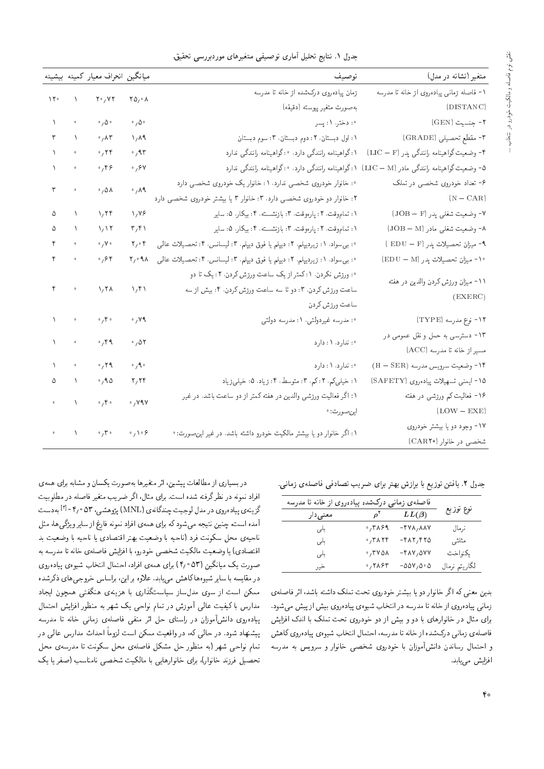جدول ۱. نتایج تحلیل آماری توصیفی متغیرهای موردبررسی تحقیق.

| متغیر (نشانه در مدل) | توصیف | میانگین | انحراف معیار | کمینه | بیشینه |
|---|---|---|---|---|---|
| ۱- فاصله زمانی پیاده‌روی از خانه تا مدرسه (DISTANC) | زمان پیاده‌روی درک‌شده از خانه تا مدرسه به‌صورت متغیر پیوسته (دقیقه) | ۲۵٫۰۸ | ۲۰٫۷۲ | ۱ | ۱۲۰ |
| ۲- جنسیت (GEN) | ۰: دختر، ۱: پسر | ۰٫۵۰ | ۰٫۵۰ | ۰ | ۱ |
| ۳- مقطع تحصیلی (GRADE) | ۱: اول دبستان، ۲: دوم دبستان، ۳: سوم دبستان | ۱٫۸۹ | ۰٫۸۳ | ۱ | ۳ |
| ۴- وضعیت گواهینامه رانندگی پدر (LIC − F) | ۱: گواهینامه رانندگی دارد، ۰: گواهینامه رانندگی ندارد | ۰٫۹۳ | ۰٫۲۴ | ۰ | ۱ |
| ۵- وضعیت گواهینامه رانندگی مادر (LIC − M) | ۱: گواهینامه رانندگی دارد، ۰: گواهینامه رانندگی ندارد | ۰٫۶۷ | ۰٫۴۶ | ۰ | ۱ |
| ۶- تعداد خودروی شخصی در تملک (N − CAR) | ۰: خانوار خودروی شخصی ندارد، ۱: خانوار یک خودروی شخصی دارد ۲: خانوار دو خودروی شخصی دارد، ۳: خانوار ۳ یا بیشتر خودروی شخصی دارد | ۰٫۸۹ | ۰٫۵۸ | ۰ | ۳ |
| ۷- وضعیت شغلی پدر (JOB − F) | ۱: تمام‌وقت، ۲: پاره‌وقت، ۳: بازنشسته، ۴: بیکار، ۵: سایر | ۱٫۷۶ | ۱٫۲۴ | ۱ | ۵ |
| ۸- وضعیت شغلی مادر (JOB − M) | ۱: تمام‌وقت، ۲: پاره‌وقت، ۳: بازنشسته، ۴: بیکار، ۵: سایر | ۳٫۴۱ | ۱٫۱۲ | ۱ | ۵ |
| ۹- میزان تحصیلات پدر (EDU − F) | ۰: بی‌سواد، ۱: زیردیپلم، ۲: دیپلم یا فوق دیپلم، ۳: لیسانس، ۴: تحصیلات عالی | ۲٫۰۴ | ۰٫۷۰ | ۰ | ۴ |
| ۱۰- میزان تحصیلات پدر (EDU − M) | ۰: بی‌سواد، ۱: زیردیپلم، ۲: دیپلم یا فوق دیپلم، ۳: لیسانس، ۴: تحصیلات عالی | ۲٫۰۹۸ | ۰٫۶۴ | ۰ | ۴ |
| ۱۱- میزان ورزش کردن والدین در هفته (EXERC) | ۰: ورزش نکردن، ۱: کمتر از یک ساعت ورزش کردن، ۲: یک تا دو ساعت ورزش کردن، ۳: دو تا سه ساعت ورزش کردن، ۴: بیش از سه ساعت ورزش کردن | ۱٫۴۱ | ۱٫۲۸ | ۰ | ۴ |
| ۱۲- نوع مدرسه (TYPE) | ۰: مدرسه غیردولتی، ۱: مدرسه دولتی | ۰٫۷۹ | ۰٫۴۰ | ۰ | ۱ |
| ۱۳- دسترسی به حمل و نقل عمومی در مسیر از خانه تا مدرسه (ACC) | ۰: ندارد، ۱: دارد | ۰٫۵۲ | ۰٫۴۹ | ۰ | ۱ |
| ۱۴- وضعیت سرویس مدرسه (H − SER) | ۰: ندارد، ۱: دارد | ۰٫۹۰ | ۰٫۲۹ | ۰ | ۱ |
| ۱۵- ایمنی تسهیلات پیاده‌روی (SAFETY) | ۱: خیلی‌کم، ۲: کم، ۳: متوسط، ۴: زیاد، ۵: خیلی‌زیاد | ۲٫۲۴ | ۰٫۹۵ | ۱ | ۵ |
| ۱۶- فعالیت کم ورزشی در هفته (LOW − EXE) | ۱: اگر فعالیت ورزشی والدین در هفته کمتر از دو ساعت باشد، در غیر این‌صورت: ۰ | ۰٫۷۹۷ | ۰٫۴۰ | ۱ | ۰ |
| ۱۷- وجود دو یا بیشتر خودروی شخصی در خانوار (CAR2+) | ۱: اگر خانوار دو یا بیشتر مالکیت خودرو داشته باشد، در غیر این‌صورت: ۰ | ۰٫۱۰۶ | ۰٫۳۰ | ۱ | ۰ |

جدول ۲. یافتن توزیع با برازش بهتر برای ضریب تصادفی فاصله‌ی زمانی.

| نوع توزیع | فاصله‌ی زمانی درک‌شده پیاده‌روی از خانه تا مدرسه | | |
|---|---|---|---|
| | $LL(\beta)$ | $\rho^2$ | معنی‌دار |
| نرمال | -۴۷۸٫۸۸۷ | ۰٫۳۸۶۹ | بلی |
| مثلثی | -۴۸۲٫۴۲۵ | ۰٫۳۸۲۴ | بلی |
| یکنواخت | -۴۸۷٫۵۷۷ | ۰٫۳۷۵۸ | بلی |
| لگاریتم نرمال | -۵۵۷٫۵۰۵ | ۰٫۲۸۶۳ | خیر |

بدین معنی که اگر خانوار دو یا بیشتر خودروی تحت تملک داشته باشد، اثر فاصله‌ی زمانی پیاده‌روی از خانه تا مدرسه در انتخاب شیوه‌ی پیاده‌روی بیش از پیش می‌شود. برای مثال در خانوارهای با دو و بیش از دو خودروی تحت تملک با اندک افزایش فاصله‌ی زمانی درک‌شده از خانه تا مدرسه، احتمال انتخاب شیوه‌ی پیاده‌روی کاهش و احتمال رساندن دانش‌آموزان با خودروی شخصی خانوار و سرویس به مدرسه افزایش می‌یابد.

در بسیاری از مطالعات پیشین، اثر متغیرها به‌صورت یکسان و مشابه برای همه‌ی افراد نمونه در نظر گرفته شده است. برای مثال، اگر ضریب متغیر فاصله در مطلوبیت گزینه‌ی پیاده‌روی در مدل لوجیت چندگانه‌ی (MNL) پژوهشی، ۴٫۰۵۳- [۲] به‌دست آمده است، چنین نتیجه می‌شود که برای همه‌ی افراد نمونه فارغ از سایر ویژگی‌ها، مثل ناحیه‌ی محل سکونت فرد (ناحیه با وضعیت بهتر اقتصادی یا ناحیه با وضعیت بد اقتصادی) یا وضعیت مالکیت شخصی خودرو، با افزایش فاصله‌ی خانه تا مدرسه به صورت یک میانگین (۴٫۰۵۳) برای همه‌ی افراد، احتمال انتخاب شیوه‌ی پیاده‌روی در مقایسه با سایر شیوه‌ها کاهش می‌یابد. علاوه بر این، براساس خروجی‌های ذکرشده ممکن است از سوی مدل‌ساز سیاست‌گذاری با هزینه‌ی هنگفتی همچون ایجاد مدارس با کیفیت عالی آموزش در تمام نواحی یک شهر به منظور افزایش احتمال پیاده‌روی دانش‌آموزان در راستای حل اثر منفی فاصله‌ی زمانی خانه تا مدرسه پیشنهاد شود. در حالی که، در واقعیت ممکن است لزوماً احداث مدارس عالی در تمام نواحی شهر (به منظور حل مشکل فاصله‌ی محل سکونت تا مدرسه‌ی محل تحصیل فرزند خانوار)، برای خانوارهایی با مالکیت شخصی نامناسب (صفر یا یک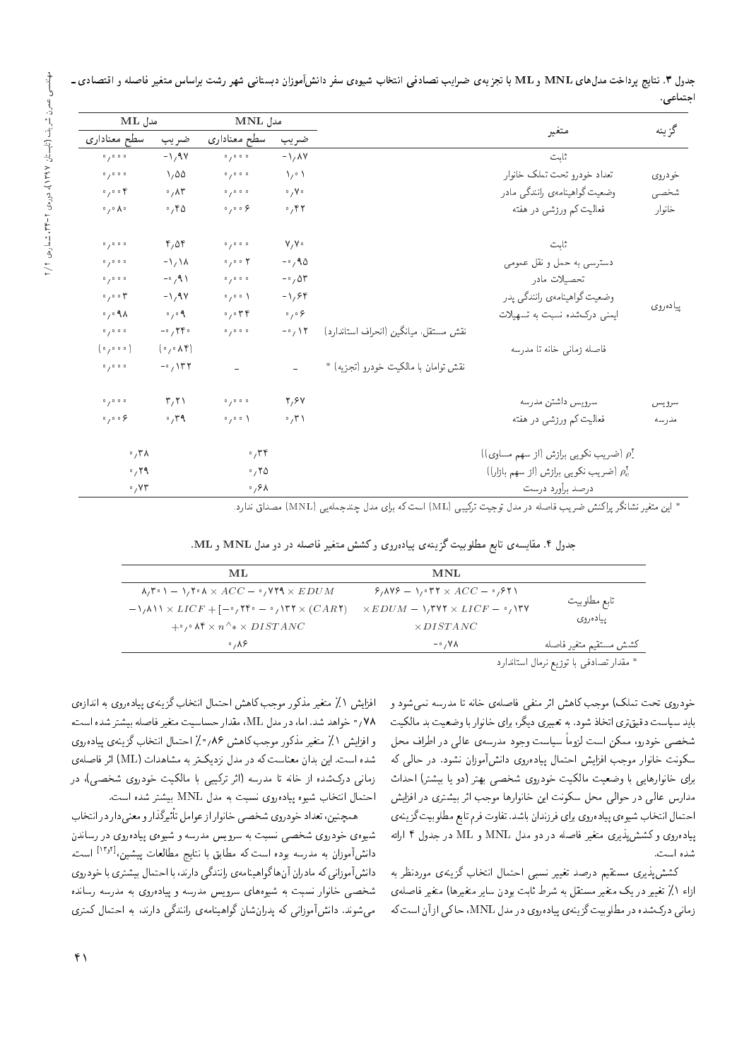جدول ۳. نتایج پرداخت مدل‌های MNL و ML با تجزیه‌ی ضرایب تصادفی انتخاب شیوه‌ی سفر دانش‌آموزان دبستانی شهر رشت براساس متغیر فاصله و اقتصادی ـ اجتماعی.

| گزینه | متغیر | | مدل MNL ضریب | مدل MNL سطح معناداری | مدل ML ضریب | مدل ML سطح معناداری |
|---|---|---|---|---|---|---|
| خودروی شخصی خانوار | ثابت | | ۱٫۸۷- | ۰٫۰۰۰ | ۱٫۹۷- | ۰٫۰۰۰ |
| | تعداد خودرو تحت تملک خانوار | | ۱٫۰۱ | ۰٫۰۰۰ | ۱٫۵۵ | ۰٫۰۰۰ |
| | وضعیت گواهینامه‌ی رانندگی مادر | | ۰٫۷۰ | ۰٫۰۰۰ | ۰٫۸۳ | ۰٫۰۰۴ |
| | فعالیت کم ورزشی در هفته | | ۰٫۴۲ | ۰٫۰۰۶ | ۰٫۴۵ | ۰٫۰۸۰ |
| پیاده‌روی | ثابت | | ۷٫۷۰ | ۰٫۰۰۰ | ۴٫۵۴ | ۰٫۰۰۰ |
| | دسترسی به حمل و نقل عمومی | | ۰٫۹۵- | ۰٫۰۰۲ | ۱٫۱۸- | ۰٫۰۰۰ |
| | تحصیلات مادر | | ۰٫۵۳- | ۰٫۰۰۰ | ۰٫۹۱- | ۰٫۰۰۰ |
| | وضعیت گواهینامه‌ی رانندگی پدر | | ۱٫۶۴- | ۰٫۰۰۱ | ۱٫۹۷- | ۰٫۰۰۳ |
| | ایمنی درک‌شده نسبت به تسهیلات | | ۰٫۰۶ | ۰٫۰۳۴ | ۰٫۰۹ | ۰٫۰۹۸ |
| | فاصله زمانی خانه تا مدرسه | نقش مستقل، میانگین (انحراف استاندارد) | ۰٫۱۲- | ۰٫۰۰۰ | ۰٫۲۴۰- (۰٫۰۸۴) | ۰٫۰۰۰ (۰٫۰۰۰) |
| | | نقش توامان با مالکیت خودرو (تجزیه) * | – | – | ۰٫۱۳۲- | ۰٫۰۰۰ |
| سرویس مدرسه | سرویس داشتن مدرسه | | ۲٫۶۷ | ۰٫۰۰۰ | ۳٫۲۱ | ۰٫۰۰۰ |
| | فعالیت کم ورزشی در هفته | | ۰٫۳۱ | ۰٫۰۰۱ | ۰٫۳۹ | ۰٫۰۰۶ |
| | $\rho_c^2$ (ضریب نکویی برازش (از سهم مساوی)) | | ۰٫۳۴ | | ۰٫۳۸ | |
| | $\rho_c^2$ (ضریب نکویی برازش (از سهم بازار)) | | ۰٫۲۵ | | ۰٫۲۹ | |
| | درصد برآورد درست | | ۰٫۶۸ | | ۰٫۷۳ | |

* این متغیر نشانگر پراکنش ضریب فاصله در مدل توجیت ترکیبی (ML) است که برای مدل چندجمله‌یی (MNL) مصداق ندارد.

جدول ۴. مقایسه‌ی تابع مطلوبیت گزینه‌ی پیاده‌روی و کشش متغیر فاصله در دو مدل MNL و ML.

| | MNL | ML |
|---|---|---|
| تابع مطلوبیت پیاده‌روی | $6{,}876 - 1{,}032 \times ACC - 0{,}621 \times EDUM - 1{,}372 \times LICF - 0{,}137 \times DISTANC$ | $8{,}301 - 1{,}208 \times ACC - 0{,}729 \times EDUM - 1{,}811 \times LICF + [-0{,}240 - 0{,}132 \times (CAR2) + 0{,}084 \times n^{\wedge}* \times DISTANC$ |
| کشش مستقیم متغیر فاصله | ۰٫۷۸- | ۰٫۸۶ |

* مقدار تصادفی با توزیع نرمال استاندارد

خودروی تحت تملک) موجب کاهش اثر منفی فاصله‌ی خانه تا مدرسه نمی‌شود و باید سیاست دقیق‌تری اتخاذ شود. به تعبیری دیگر، برای خانوار با وضعیت بد مالکیت شخصی خودرو، ممکن است لزوماً سیاست وجود مدرسه‌ی عالی در اطراف محل سکونت خانوار موجب افزایش احتمال پیاده‌روی دانش‌آموزان نشود. در حالی که برای خانوارهایی با وضعیت مالکیت خودروی شخصی بهتر (دو یا بیشتر) احداث مدارس عالی در حوالی محل سکونت این خانوارها موجب اثر بیشتری در افزایش احتمال انتخاب شیوه‌ی پیاده‌روی برای فرزندان باشد. تفاوت فرم تابع مطلوبیت گزینه‌ی پیاده‌روی و کشش‌پذیری متغیر فاصله در دو مدل MNL و ML در جدول ۴ ارائه شده است.

کشش‌پذیری مستقیم درصد تغییر نسبی احتمال انتخاب گزینه‌ی موردنظر به ازاء ۱٪ تغییر در یک متغیر مستقل به شرط ثابت بودن سایر متغیرها) متغیر فاصله‌ی زمانی درک‌شده در مطلوبیت گزینه‌ی پیاده‌روی در مدل MNL، حاکی از آن است که افزایش ۱٪ متغیر مذکور موجب کاهش احتمال انتخاب گزینه‌ی پیاده‌روی به اندازه‌ی ۰٫۷۸ خواهد شد. اما، در مدل ML، مقدار حساسیت متغیر فاصله بیشتر شده است و افزایش ۱٪ متغیر مذکور موجب کاهش ۰٫۸۶٪ احتمال انتخاب گزینه‌ی پیاده‌روی شده است. این بدان معناست که در مدل نزدیک‌تر به مشاهدات (ML) اثر فاصله‌ی زمانی درک‌شده از خانه تا مدرسه (اثر ترکیبی با مالکیت خودروی شخصی)، در احتمال انتخاب شیوه پیاده‌روی نسبت به مدل MNL بیشتر شده است.

همچنین، تعداد خودروی شخصی خانوار از عوامل تأثیرگذار و معنی‌دار در انتخاب شیوه‌ی خودروی شخصی نسبت به سرویس مدرسه و شیوه‌ی پیاده‌روی در رساندن دانش‌آموزان به مدرسه بوده است که مطابق با نتایج مطالعات پیشین،[۱۳و۴] است. دانش‌آموزانی که مادران آن‌ها گواهینامه‌ی رانندگی دارند، با احتمال بیشتری با خودروی شخصی خانوار نسبت به شیوه‌های سرویس مدرسه و پیاده‌روی به مدرسه رسانده می‌شوند. دانش‌آموزانی که پدران‌شان گواهینامه‌ی رانندگی دارند، به احتمال کمتری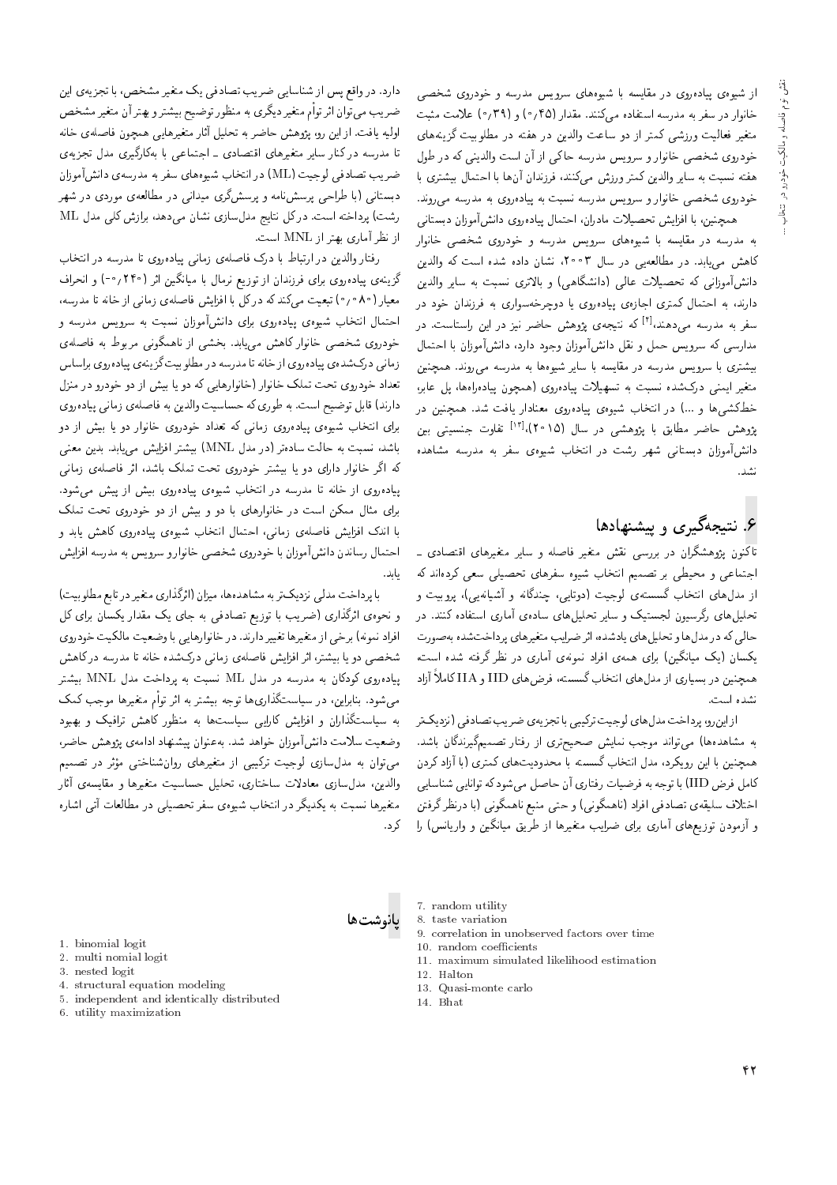از شیوه‌ی پیاده‌روی در مقایسه با شیوه‌های سرویس مدرسه و خودروی شخصی خانوار در سفر به مدرسه استفاده می‌کنند. مقدار (۰٫۴۵) و (۰٫۳۹) علامت مثبت متغیر فعالیت ورزشی کمتر از دو ساعت والدین در هفته در مطلوبیت گزینه‌های خودروی شخصی خانوار و سرویس مدرسه حاکی از آن است والدینی که در طول هفته نسبت به سایر والدین کمتر ورزش می‌کنند، فرزندان آن‌ها با احتمال بیشتری با خودروی شخصی خانوار و سرویس مدرسه نسبت به پیاده‌روی به مدرسه می‌روند.

همچنین، با افزایش تحصیلات مادران، احتمال پیاده‌روی دانش‌آموزان دبستانی به مدرسه در مقایسه با شیوه‌های سرویس مدرسه و خودروی شخصی خانوار کاهش می‌یابد. در مطالعه‌یی در سال ۲۰۰۳، نشان داده شده است که والدین دانش‌آموزانی که تحصیلات عالی (دانشگاهی) و بالاتری نسبت به سایر والدین دارند، به احتمال کمتری اجازه‌ی پیاده‌روی یا دوچرخه‌سواری به فرزندان خود در سفر به مدرسه می‌دهند،[۴] که نتیجه‌ی پژوهش حاضر نیز در این راستاست. در مدارسی که سرویس حمل و نقل دانش‌آموز وجود دارد، دانش‌آموزان با احتمال بیشتری با سرویس مدرسه در مقایسه با سایر شیوه‌ها به مدرسه می‌روند. همچنین متغیر ایمنی درک‌شده نسبت به تسهیلات پیاده‌روی (همچون پیاده‌راه‌ها، پل عابر، خط‌کشی‌ها و ...) در انتخاب شیوه‌ی پیاده‌روی معنادار یافت نشد. همچنین در پژوهش حاضر مطابق با پژوهشی در سال (۲۰۱۵)،[۱۳] تفاوت جنسیتی بین دانش‌آموزان دبستانی شهر رشت در انتخاب شیوه‌ی سفر به مدرسه مشاهده نشد.

## ۶. نتیجه‌گیری و پیشنهادها

تاکنون پژوهشگران در بررسی نقش متغیر فاصله و سایر متغیرهای اقتصادی ـ اجتماعی و محیطی بر تصمیم انتخاب شیوه سفرهای تحصیلی سعی کرده‌اند که از مدل‌های انتخاب گسسته‌ی لوجیت (دوتایی، چندگانه و آشیانه‌یی)، پروبیت و تحلیل‌های رگرسیون لجستیک و سایر تحلیل‌های ساده‌ی آماری استفاده کنند. در حالی که در مدل‌ها و تحلیل‌های یادشده، اثر ضرایب متغیرهای پرداخت‌شده به‌صورت یکسان (یک میانگین) برای همه‌ی افراد نمونه‌ی آماری در نظر گرفته شده است، همچنین در بسیاری از مدل‌های انتخاب گسسته، فرض‌های IID و IIA کاملاً آزاد نشده است.

از این‌رو، پرداخت مدل‌های لوجیت ترکیبی با تجزیه‌ی ضریب تصادفی (نزدیک‌تر به مشاهده‌ها) می‌تواند موجب نمایش صحیح‌تری از رفتار تصمیم‌گیرندگان باشد. همچنین با این رویکرد، مدل انتخاب گسسته با محدودیت‌های کمتری (با آزاد کردن کامل فرض IID) با توجه به فرضیات رفتاری آن حاصل می‌شود که توانایی شناسایی اختلاف سلیقه‌ی تصادفی افراد (ناهمگونی) و حتی منبع ناهمگونی (با درنظر گرفتن و آزمودن توزیع‌های آماری برای ضرایب متغیرها از طریق میانگین و واریانس) را دارد. در واقع پس از شناسایی ضریب تصادفی یک متغیر مشخص، با تجزیه‌ی این ضریب می‌توان اثر توأم متغیر دیگری به منظور توضیح بیشتر و بهتر آن متغیر مشخص اولیه یافت. از این رو، پژوهش حاضر به تحلیل آثار متغیرهایی همچون فاصله‌ی خانه تا مدرسه در کنار سایر متغیرهای اقتصادی ـ اجتماعی با به‌کارگیری مدل تجزیه‌ی ضریب تصادفی لوجیت (ML) در انتخاب شیوه‌های سفر به مدرسه‌ی دانش‌آموزان دبستانی (با طراحی پرسش‌نامه و پرسش‌گری میدانی در مطالعه‌ی موردی در شهر رشت) پرداخته است. درکل نتایج مدل‌سازی نشان می‌دهد، برازش کلی مدل ML از نظر آماری بهتر از MNL است.

رفتار والدین در ارتباط با درک فاصله‌ی زمانی پیاده‌روی تا مدرسه در انتخاب گزینه‌ی پیاده‌روی برای فرزندان از توزیع نرمال با میانگین اثر (۰٫۲۴۰-) و انحراف معیار (۰٫۰۸۰) تبعیت می‌کند که درکل با افزایش فاصله‌ی زمانی از خانه تا مدرسه، احتمال انتخاب شیوه‌ی پیاده‌روی برای دانش‌آموزان نسبت به سرویس مدرسه و خودروی شخصی خانوار کاهش می‌یابد. بخشی از ناهمگونی مربوط به فاصله‌ی زمانی درک‌شده‌ی پیاده‌روی از خانه تا مدرسه در مطلوبیت گزینه‌ی پیاده‌روی براساس تعداد خودروی تحت تملک خانوار (خانوارهایی که دو یا بیش از دو خودرو در منزل دارند) قابل توضیح است. به طوری که حساسیت والدین به فاصله‌ی زمانی پیاده‌روی برای انتخاب شیوه‌ی پیاده‌روی زمانی که تعداد خودروی خانوار دو یا بیش از دو باشد، نسبت به حالت ساده‌تر (در مدل MNL) بیشتر افزایش می‌یابد. بدین معنی که اگر خانوار دارای دو یا بیشتر خودروی تحت تملک باشد، اثر فاصله‌ی زمانی پیاده‌روی از خانه تا مدرسه در انتخاب شیوه‌ی پیاده‌روی بیش از پیش می‌شود. برای مثال ممکن است در خانوارهای با دو و بیش از دو خودروی تحت تملک با اندک افزایش فاصله‌ی زمانی، احتمال انتخاب شیوه‌ی پیاده‌روی کاهش یابد و احتمال رساندن دانش‌آموزان با خودروی شخصی خانوار و سرویس به مدرسه افزایش یابد.

با پرداخت مدلی نزدیک‌تر به مشاهده‌ها، میزان (اثرگذاری متغیر در تابع مطلوبیت) و نحوه‌ی اثرگذاری (ضریب با توزیع تصادفی به جای یک مقدار یکسان برای کل افراد نمونه) برخی از متغیرها تغییر دارند. در خانوارهایی با وضعیت مالکیت خودروی شخصی دو یا بیشتر، اثر افزایش فاصله‌ی زمانی درک‌شده خانه تا مدرسه در کاهش پیاده‌روی کودکان به مدرسه در مدل ML نسبت به پرداخت مدل MNL بیشتر می‌شود. بنابراین، در سیاست‌گذاری‌ها توجه بیشتر به اثر توأم متغیرها موجب کمک به سیاست‌گذاران و افزایش کارایی سیاست‌ها به منظور کاهش ترافیک و بهبود وضعیت سلامت دانش‌آموزان خواهد شد. به‌عنوان پیشنهاد ادامه‌ی پژوهش حاضر، می‌توان به مدل‌سازی لوجیت ترکیبی از متغیرهای روان‌شناختی مؤثر در تصمیم والدین، مدل‌سازی معادلات ساختاری، تحلیل حساسیت متغیرها و مقایسه‌ی آثار متغیرها نسبت به یکدیگر در انتخاب شیوه‌ی سفر تحصیلی در مطالعات آتی اشاره کرد.

### پانوشت‌ها

1. binomial logit
2. multi nomial logit
3. nested logit
4. structural equation modeling
5. independent and identically distributed
6. utility maximization
7. random utility
8. taste variation
9. correlation in unobserved factors over time
10. random coefficients
11. maximum simulated likelihood estimation
12. Halton
13. Quasi-monte carlo
14. Bhat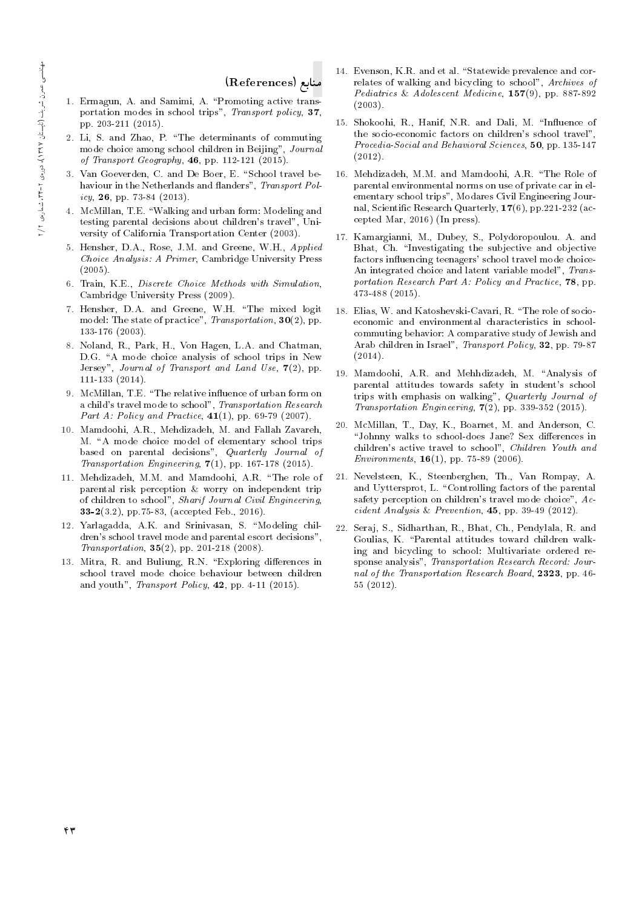## منابع (References)

1. Ermagun, A. and Samimi, A. "Promoting active transportation modes in school trips", *Transport policy*, **37**, pp. 203-211 (2015).
2. Li, S. and Zhao, P. "The determinants of commuting mode choice among school children in Beijing", *Journal of Transport Geography*, **46**, pp. 112-121 (2015).
3. Van Goeverden, C. and De Boer, E. "School travel behaviour in the Netherlands and flanders", *Transport Policy*, **26**, pp. 73-84 (2013).
4. McMillan, T.E. "Walking and urban form: Modeling and testing parental decisions about children's travel", University of California Transportation Center (2003).
5. Hensher, D.A., Rose, J.M. and Greene, W.H., *Applied Choice Analysis: A Primer*, Cambridge University Press (2005).
6. Train, K.E., *Discrete Choice Methods with Simulation*, Cambridge University Press (2009).
7. Hensher, D.A. and Greene, W.H. "The mixed logit model: The state of practice", *Transportation*, **30**(2), pp. 133-176 (2003).
8. Noland, R., Park, H., Von Hagen, L.A. and Chatman, D.G. "A mode choice analysis of school trips in New Jersey", *Journal of Transport and Land Use*, **7**(2), pp. 111-133 (2014).
9. McMillan, T.E. "The relative influence of urban form on a child's travel mode to school", *Transportation Research Part A: Policy and Practice*, **41**(1), pp. 69-79 (2007).
10. Mamdoohi, A.R., Mehdizadeh, M. and Fallah Zavareh, M. "A mode choice model of elementary school trips based on parental decisions", *Quarterly Journal of Transportation Engineering*, **7**(1), pp. 167-178 (2015).
11. Mehdizadeh, M.M. and Mamdoohi, A.R. "The role of parental risk perception & worry on independent trip of children to school", *Sharif Journal Civil Engineering*, **33-2**(3.2), pp.75-83, (accepted Feb., 2016).
12. Yarlagadda, A.K. and Srinivasan, S. "Modeling children's school travel mode and parental escort decisions", *Transportation*, **35**(2), pp. 201-218 (2008).
13. Mitra, R. and Buliung, R.N. "Exploring differences in school travel mode choice behaviour between children and youth", *Transport Policy*, **42**, pp. 4-11 (2015).
14. Evenson, K.R. and et al. "Statewide prevalence and correlates of walking and bicycling to school", *Archives of Pediatrics & Adolescent Medicine*, **157**(9), pp. 887-892 (2003).
15. Shokoohi, R., Hanif, N.R. and Dali, M. "Influence of the socio-economic factors on children's school travel", *Procedia-Social and Behavioral Sciences*, **50**, pp. 135-147 (2012).
16. Mehdizadeh, M.M. and Mamdoohi, A.R. "The Role of parental environmental norms on use of private car in elementary school trips", Modares Civil Engineering Journal, Scientific Research Quarterly, **17**(6), pp.221-232 (accepted Mar, 2016) (In press).
17. Kamargianni, M., Dubey, S., Polydoropoulou. A. and Bhat, Ch. "Investigating the subjective and objective factors influencing teenagers' school travel mode choice-An integrated choice and latent variable model", *Transportation Research Part A: Policy and Practice*, **78**, pp. 473-488 (2015).
18. Elias, W. and Katoshevski-Cavari, R. "The role of socioeconomic and environmental characteristics in school-commuting behavior: A comparative study of Jewish and Arab children in Israel", *Transport Policy*, **32**, pp. 79-87 (2014).
19. Mamdoohi, A.R. and Mehhdizadeh, M. "Analysis of parental attitudes towards safety in student's school trips with emphasis on walking", *Quarterly Journal of Transportation Engineering*, **7**(2), pp. 339-352 (2015).
20. McMillan, T., Day, K., Boarnet, M. and Anderson, C. "Johnny walks to school-does Jane? Sex differences in children's active travel to school", *Children Youth and Environments*, **16**(1), pp. 75-89 (2006).
21. Nevelsteen, K., Steenberghen, Th., Van Rompay, A. and Uyttersprot, L. "Controlling factors of the parental safety perception on children's travel mode choice", *Accident Analysis & Prevention*, **45**, pp. 39-49 (2012).
22. Seraj, S., Sidharthan, R., Bhat, Ch., Pendylala, R. and Goulias, K. "Parental attitudes toward children walking and bicycling to school: Multivariate ordered response analysis", *Transportation Research Record: Journal of the Transportation Research Board*, **2323**, pp. 46-55 (2012).